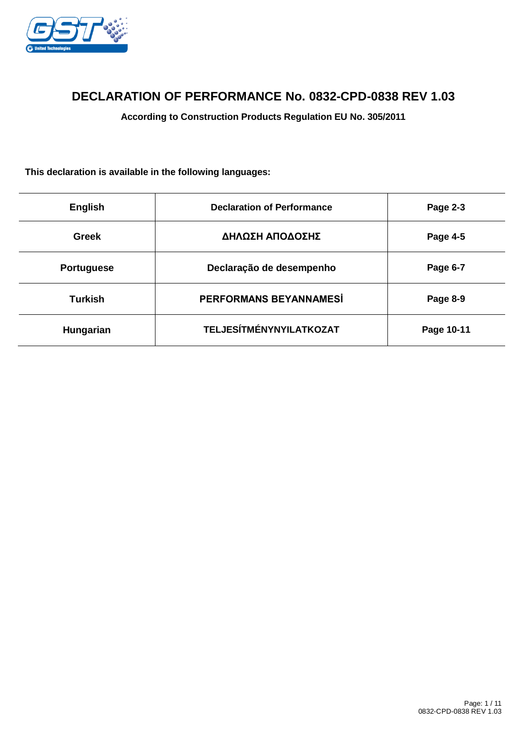# DECLARATION OF PERFORMANCE No. 0832-CPD-0838 REV 1.03

**According to Construction Products Regulation EU No. 305/2011**

**This declaration is available in the following languages:**

| | | |
|---|---|---|
| **English** | **Declaration of Performance** | **Page 2-3** |
| **Greek** | **ΔΗΛΩΣΗ ΑΠΟΔΟΣΗΣ** | **Page 4-5** |
| **Portuguese** | **Declaração de desempenho** | **Page 6-7** |
| **Turkish** | **PERFORMANS BEYANNAMESİ** | **Page 8-9** |
| **Hungarian** | **TELJESÍTMÉNYNYILATKOZAT** | **Page 10-11** |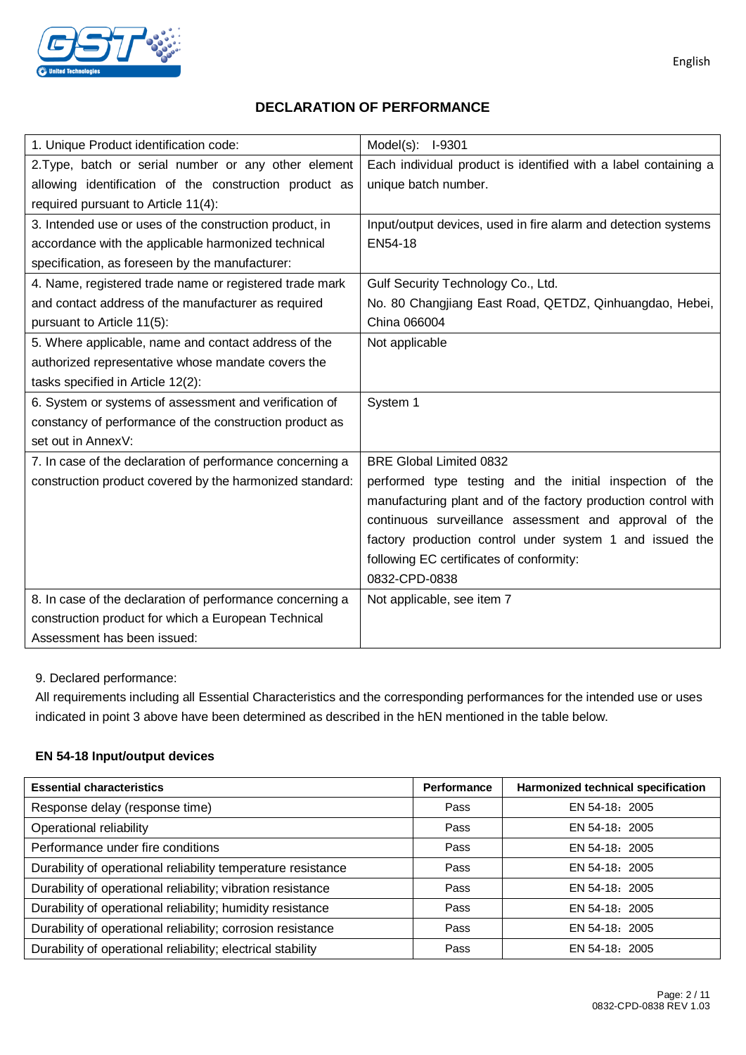English

## DECLARATION OF PERFORMANCE

| | |
|---|---|
| 1. Unique Product identification code: | Model(s): I-9301 |
| 2.Type, batch or serial number or any other element allowing identification of the construction product as required pursuant to Article 11(4): | Each individual product is identified with a label containing a unique batch number. |
| 3. Intended use or uses of the construction product, in accordance with the applicable harmonized technical specification, as foreseen by the manufacturer: | Input/output devices, used in fire alarm and detection systems EN54-18 |
| 4. Name, registered trade name or registered trade mark and contact address of the manufacturer as required pursuant to Article 11(5): | Gulf Security Technology Co., Ltd.<br>No. 80 Changjiang East Road, QETDZ, Qinhuangdao, Hebei, China 066004 |
| 5. Where applicable, name and contact address of the authorized representative whose mandate covers the tasks specified in Article 12(2): | Not applicable |
| 6. System or systems of assessment and verification of constancy of performance of the construction product as set out in AnnexV: | System 1 |
| 7. In case of the declaration of performance concerning a construction product covered by the harmonized standard: | BRE Global Limited 0832<br>performed type testing and the initial inspection of the manufacturing plant and of the factory production control with continuous surveillance assessment and approval of the factory production control under system 1 and issued the following EC certificates of conformity:<br>0832-CPD-0838 |
| 8. In case of the declaration of performance concerning a construction product for which a European Technical Assessment has been issued: | Not applicable, see item 7 |

9. Declared performance:

All requirements including all Essential Characteristics and the corresponding performances for the intended use or uses indicated in point 3 above have been determined as described in the hEN mentioned in the table below.

**EN 54-18 Input/output devices**

| Essential characteristics | Performance | Harmonized technical specification |
|---|---|---|
| Response delay (response time) | Pass | EN 54-18：2005 |
| Operational reliability | Pass | EN 54-18：2005 |
| Performance under fire conditions | Pass | EN 54-18：2005 |
| Durability of operational reliability temperature resistance | Pass | EN 54-18：2005 |
| Durability of operational reliability; vibration resistance | Pass | EN 54-18：2005 |
| Durability of operational reliability; humidity resistance | Pass | EN 54-18：2005 |
| Durability of operational reliability; corrosion resistance | Pass | EN 54-18：2005 |
| Durability of operational reliability; electrical stability | Pass | EN 54-18：2005 |

0832-CPD-0838 REV 1.03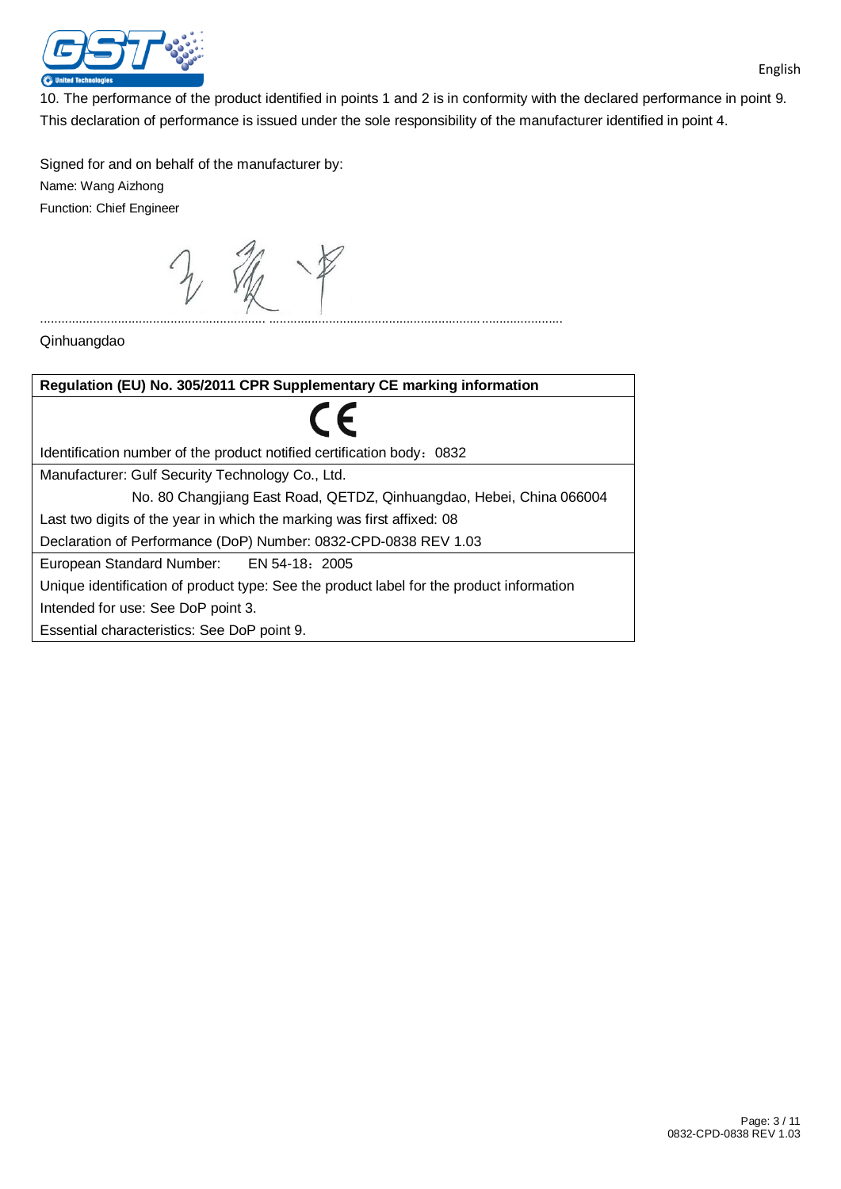10. The performance of the product identified in points 1 and 2 is in conformity with the declared performance in point 9. This declaration of performance is issued under the sole responsibility of the manufacturer identified in point 4.

Signed for and on behalf of the manufacturer by:

Name: Wang Aizhong

Function: Chief Engineer

........................................................................ .......................................................................................

Qinhuangdao

| Regulation (EU) No. 305/2011 CPR Supplementary CE marking information |
|---|
| CE |
| Identification number of the product notified certification body：0832 |
| Manufacturer: Gulf Security Technology Co., Ltd. |
| No. 80 Changjiang East Road, QETDZ, Qinhuangdao, Hebei, China 066004 |
| Last two digits of the year in which the marking was first affixed: 08 |
| Declaration of Performance (DoP) Number: 0832-CPD-0838 REV 1.03 |
| European Standard Number: EN 54-18：2005 |
| Unique identification of product type: See the product label for the product information |
| Intended for use: See DoP point 3. |
| Essential characteristics: See DoP point 9. |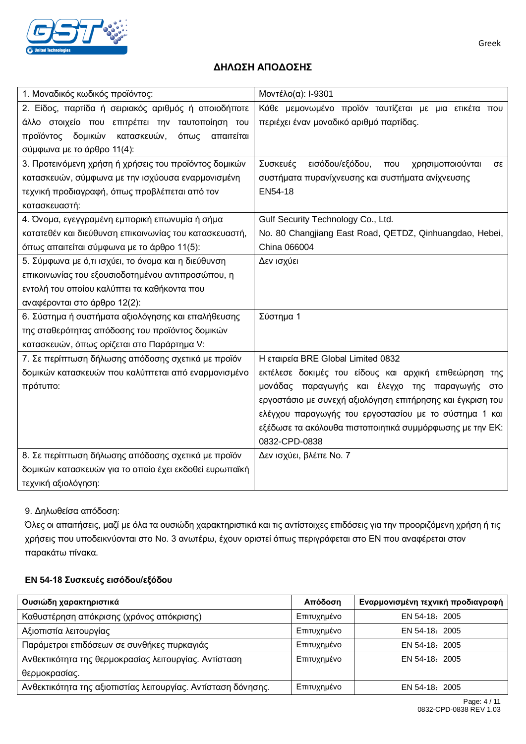Greek

# ΔΗΛΩΣΗ ΑΠΟΔΟΣΗΣ

| | |
|---|---|
| 1. Μοναδικός κωδικός προϊόντος: | Μοντέλο(α): I-9301 |
| 2. Είδος, παρτίδα ή σειριακός αριθμός ή οποιοδήποτε άλλο στοιχείο που επιτρέπει την ταυτοποίηση του προϊόντος δομικών κατασκευών, όπως απαιτείται σύμφωνα με το άρθρο 11(4): | Κάθε μεμονωμένο προϊόν ταυτίζεται με μια ετικέτα που περιέχει έναν μοναδικό αριθμό παρτίδας. |
| 3. Προτεινόμενη χρήση ή χρήσεις του προϊόντος δομικών κατασκευών, σύμφωνα με την ισχύουσα εναρμονισμένη τεχνική προδιαγραφή, όπως προβλέπεται από τον κατασκευαστή: | Συσκευές εισόδου/εξόδου, που χρησιμοποιούνται σε συστήματα πυρανίχνευσης και συστήματα ανίχνευσης EN54-18 |
| 4. Όνομα, εγεγγραμμένη εμπορική επωνυμία ή σήμα κατατεθέν και διεύθυνση επικοινωνίας του κατασκευαστή, όπως απαιτείται σύμφωνα με το άρθρο 11(5): | Gulf Security Technology Co., Ltd. No. 80 Changjiang East Road, QETDZ, Qinhuangdao, Hebei, China 066004 |
| 5. Σύμφωνα με ό,τι ισχύει, το όνομα και η διεύθυνση επικοινωνίας του εξουσιοδοτημένου αντιπροσώπου, η εντολή του οποίου καλύπτει τα καθήκοντα που αναφέρονται στο άρθρο 12(2): | Δεν ισχύει |
| 6. Σύστημα ή συστήματα αξιολόγησης και επαλήθευσης της σταθερότητας απόδοσης του προϊόντος δομικών κατασκευών, όπως ορίζεται στο Παράρτημα V: | Σύστημα 1 |
| 7. Σε περίπτωση δήλωσης απόδοσης σχετικά με προϊόν δομικών κατασκευών που καλύπτεται από εναρμονισμένο πρότυπο: | Η εταιρεία BRE Global Limited 0832 εκτέλεσε δοκιμές του είδους και αρχική επιθεώρηση της μονάδας παραγωγής και έλεγχο της παραγωγής στο εργοστάσιο με συνεχή αξιολόγηση επιτήρησης και έγκριση του ελέγχου παραγωγής του εργοστασίου με το σύστημα 1 και εξέδωσε τα ακόλουθα πιστοποιητικά συμμόρφωσης με την ΕΚ: 0832-CPD-0838 |
| 8. Σε περίπτωση δήλωσης απόδοσης σχετικά με προϊόν δομικών κατασκευών για το οποίο έχει εκδοθεί ευρωπαϊκή τεχνική αξιολόγηση: | Δεν ισχύει, βλέπε No. 7 |

9. Δηλωθείσα απόδοση:

Όλες οι απαιτήσεις, μαζί με όλα τα ουσιώδη χαρακτηριστικά και τις αντίστοιχες επιδόσεις για την προοριζόμενη χρήση ή τις χρήσεις που υποδεικνύονται στο No. 3 ανωτέρω, έχουν οριστεί όπως περιγράφεται στο EN που αναφέρεται στον παρακάτω πίνακα.

**EN 54-18 Συσκευές εισόδου/εξόδου**

| Ουσιώδη χαρακτηριστικά | Απόδοση | Εναρμονισμένη τεχνική προδιαγραφή |
|---|---|---|
| Καθυστέρηση απόκρισης (χρόνος απόκρισης) | Επιτυχημένο | EN 54-18：2005 |
| Αξιοπιστία λειτουργίας | Επιτυχημένο | EN 54-18：2005 |
| Παράμετροι επιδόσεων σε συνθήκες πυρκαγιάς | Επιτυχημένο | EN 54-18：2005 |
| Ανθεκτικότητα της θερμοκρασίας λειτουργίας. Αντίσταση θερμοκρασίας. | Επιτυχημένο | EN 54-18：2005 |
| Ανθεκτικότητα της αξιοπιστίας λειτουργίας. Αντίσταση δόνησης. | Επιτυχημένο | EN 54-18：2005 |

0832-CPD-0838 REV 1.03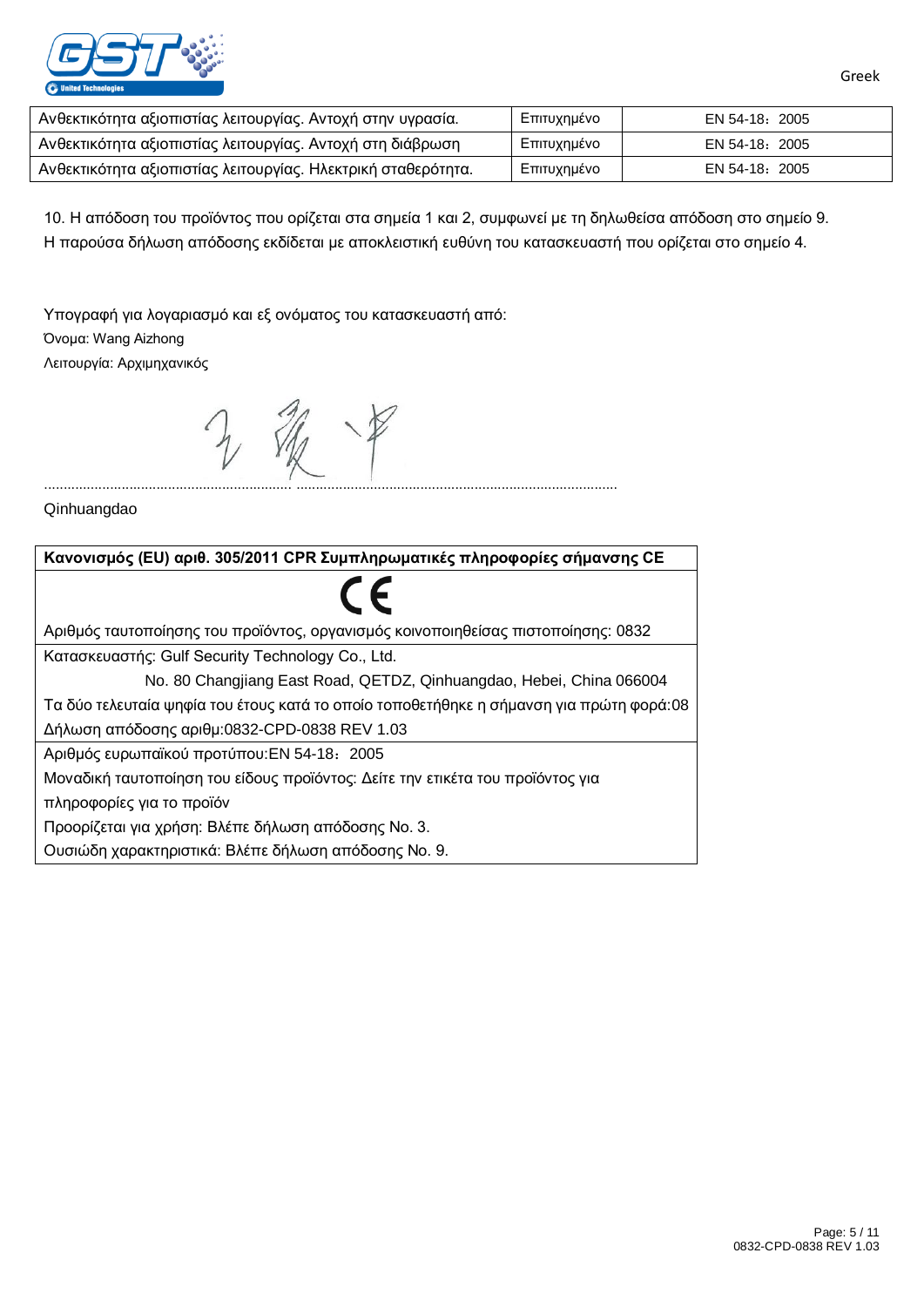| | | |
|---|---|---|
| Ανθεκτικότητα αξιοπιστίας λειτουργίας. Αντοχή στην υγρασία. | Επιτυχημένο | EN 54-18：2005 |
| Ανθεκτικότητα αξιοπιστίας λειτουργίας. Αντοχή στη διάβρωση | Επιτυχημένο | EN 54-18：2005 |
| Ανθεκτικότητα αξιοπιστίας λειτουργίας. Ηλεκτρική σταθερότητα. | Επιτυχημένο | EN 54-18：2005 |

10. Η απόδοση του προϊόντος που ορίζεται στα σημεία 1 και 2, συμφωνεί με τη δηλωθείσα απόδοση στο σημείο 9.
Η παρούσα δήλωση απόδοσης εκδίδεται με αποκλειστική ευθύνη του κατασκευαστή που ορίζεται στο σημείο 4.

Υπογραφή για λογαριασμό και εξ ονόματος του κατασκευαστή από:
Όνομα: Wang Aizhong
Λειτουργία: Αρχιμηχανικός

.................................................................. ..................................................................................

Qinhuangdao

| **Κανονισμός (EU) αριθ. 305/2011 CPR Συμπληρωματικές πληροφορίες σήμανσης CE** |
|---|
| CE<br>Αριθμός ταυτοποίησης του προϊόντος, οργανισμός κοινοποιηθείσας πιστοποίησης: 0832 |
| Κατασκευαστής: Gulf Security Technology Co., Ltd.<br>No. 80 Changjiang East Road, QETDZ, Qinhuangdao, Hebei, China 066004<br>Τα δύο τελευταία ψηφία του έτους κατά το οποίο τοποθετήθηκε η σήμανση για πρώτη φορά:08<br>Δήλωση απόδοσης αριθμ:0832-CPD-0838 REV 1.03 |
| Αριθμός ευρωπαϊκού προτύπου:EN 54-18：2005<br>Μοναδική ταυτοποίηση του είδους προϊόντος: Δείτε την ετικέτα του προϊόντος για πληροφορίες για το προϊόν<br>Προορίζεται για χρήση: Βλέπε δήλωση απόδοσης No. 3.<br>Ουσιώδη χαρακτηριστικά: Βλέπε δήλωση απόδοσης No. 9. |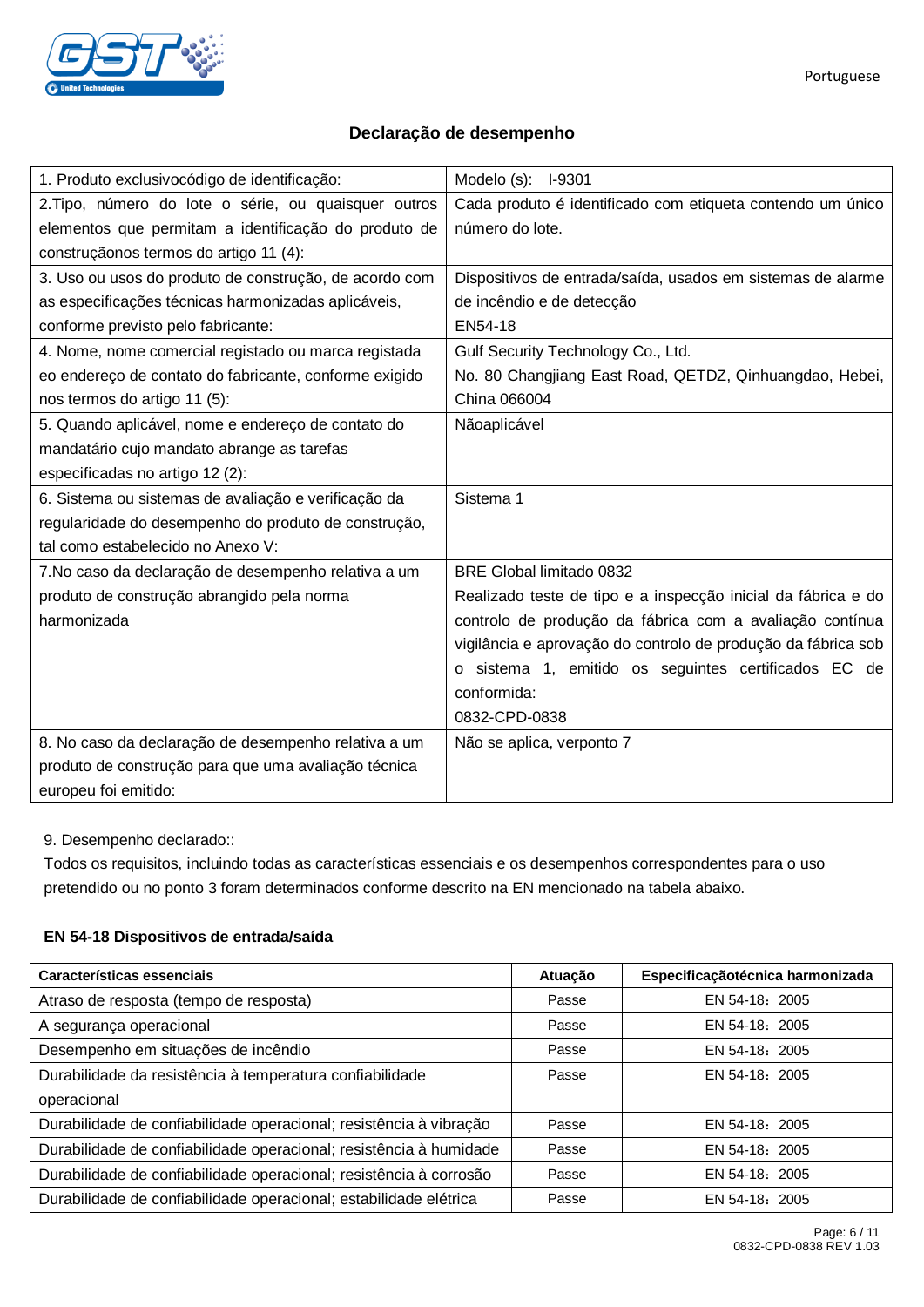Portuguese

## Declaração de desempenho

| | |
|---|---|
| 1. Produto exclusivocódigo de identificação: | Modelo (s): I-9301 |
| 2.Tipo, número do lote o série, ou quaisquer outros elementos que permitam a identificação do produto de construçãonos termos do artigo 11 (4): | Cada produto é identificado com etiqueta contendo um único número do lote. |
| 3. Uso ou usos do produto de construção, de acordo com as especificações técnicas harmonizadas aplicáveis, conforme previsto pelo fabricante: | Dispositivos de entrada/saída, usados em sistemas de alarme de incêndio e de detecção EN54-18 |
| 4. Nome, nome comercial registado ou marca registada eo endereço de contato do fabricante, conforme exigido nos termos do artigo 11 (5): | Gulf Security Technology Co., Ltd. No. 80 Changjiang East Road, QETDZ, Qinhuangdao, Hebei, China 066004 |
| 5. Quando aplicável, nome e endereço de contato do mandatário cujo mandato abrange as tarefas especificadas no artigo 12 (2): | Nãoaplicável |
| 6. Sistema ou sistemas de avaliação e verificação da regularidade do desempenho do produto de construção, tal como estabelecido no Anexo V: | Sistema 1 |
| 7.No caso da declaração de desempenho relativa a um produto de construção abrangido pela norma harmonizada | BRE Global limitado 0832 Realizado teste de tipo e a inspecção inicial da fábrica e do controlo de produção da fábrica com a avaliação contínua vigilância e aprovação do controlo de produção da fábrica sob o sistema 1, emitido os seguintes certificados EC de conformida: 0832-CPD-0838 |
| 8. No caso da declaração de desempenho relativa a um produto de construção para que uma avaliação técnica europeu foi emitido: | Não se aplica, verponto 7 |

9. Desempenho declarado::
Todos os requisitos, incluindo todas as características essenciais e os desempenhos correspondentes para o uso pretendido ou no ponto 3 foram determinados conforme descrito na EN mencionado na tabela abaixo.

**EN 54-18 Dispositivos de entrada/saída**

| Características essenciais | Atuação | Especificaçãotécnica harmonizada |
|---|---|---|
| Atraso de resposta (tempo de resposta) | Passe | EN 54-18：2005 |
| A segurança operacional | Passe | EN 54-18：2005 |
| Desempenho em situações de incêndio | Passe | EN 54-18：2005 |
| Durabilidade da resistência à temperatura confiabilidade operacional | Passe | EN 54-18：2005 |
| Durabilidade de confiabilidade operacional; resistência à vibração | Passe | EN 54-18：2005 |
| Durabilidade de confiabilidade operacional; resistência à humidade | Passe | EN 54-18：2005 |
| Durabilidade de confiabilidade operacional; resistência à corrosão | Passe | EN 54-18：2005 |
| Durabilidade de confiabilidade operacional; estabilidade elétrica | Passe | EN 54-18：2005 |

0832-CPD-0838 REV 1.03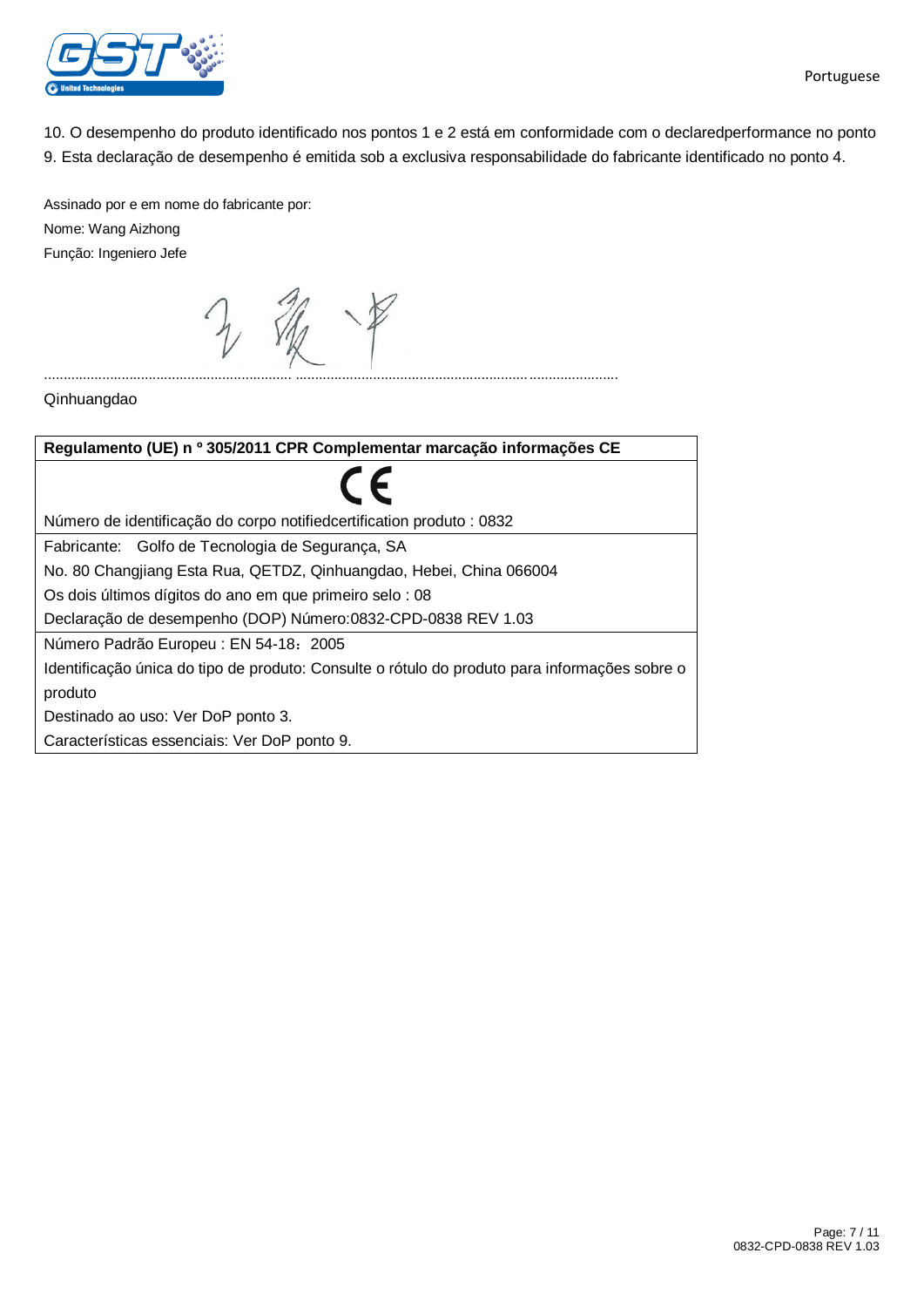10. O desempenho do produto identificado nos pontos 1 e 2 está em conformidade com o declaredperformance no ponto 9. Esta declaração de desempenho é emitida sob a exclusiva responsabilidade do fabricante identificado no ponto 4.

Assinado por e em nome do fabricante por:

Nome: Wang Aizhong

Função: Ingeniero Jefe

............................................................... ...........................................................................................

Qinhuangdao

| Regulamento (UE) n º 305/2011 CPR Complementar marcação informações CE |
|---|
| CE<br>Número de identificação do corpo notifiedcertification produto : 0832 |
| Fabricante: Golfo de Tecnologia de Segurança, SA<br>No. 80 Changjiang Esta Rua, QETDZ, Qinhuangdao, Hebei, China 066004<br>Os dois últimos dígitos do ano em que primeiro selo : 08<br>Declaração de desempenho (DOP) Número:0832-CPD-0838 REV 1.03 |
| Número Padrão Europeu : EN 54-18：2005<br>Identificação única do tipo de produto: Consulte o rótulo do produto para informações sobre o produto<br>Destinado ao uso: Ver DoP ponto 3.<br>Características essenciais: Ver DoP ponto 9. |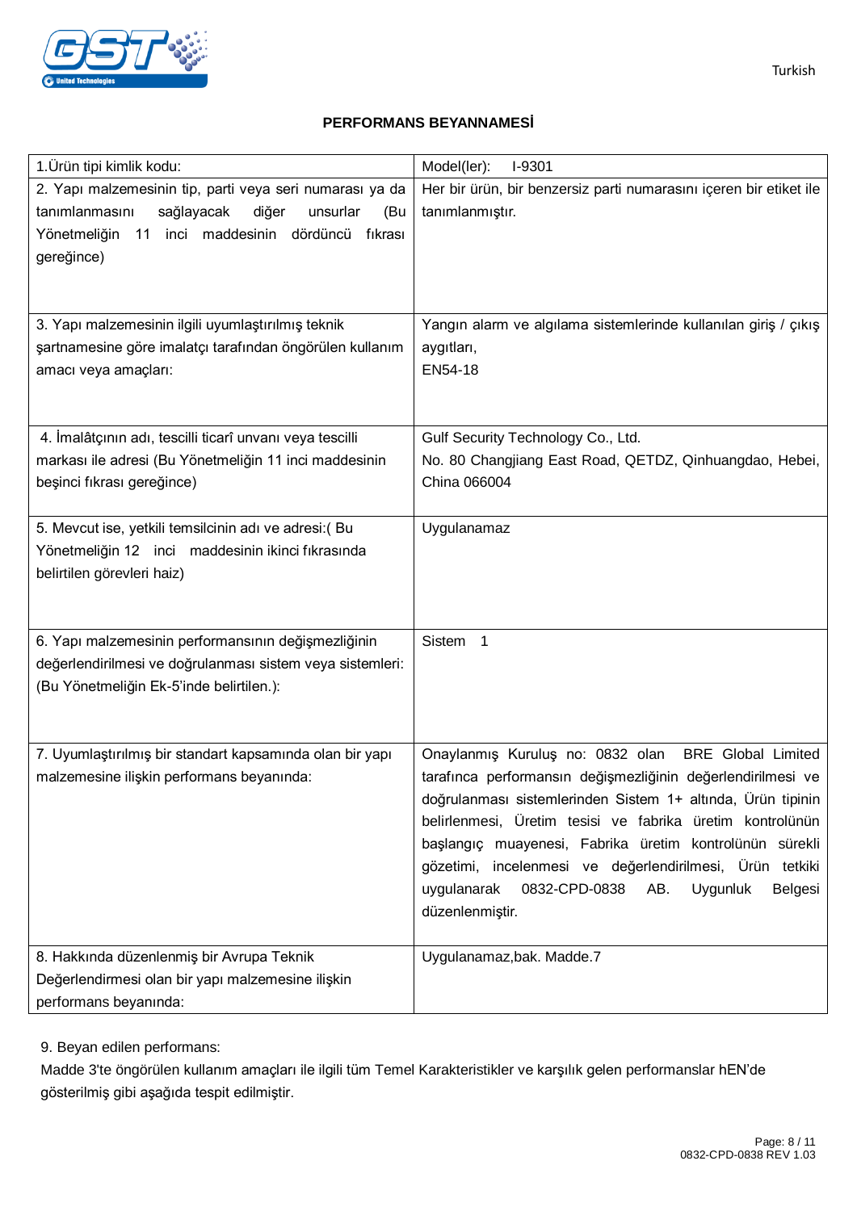Turkish

## PERFORMANS BEYANNAMESİ

| | |
|---|---|
| 1.Ürün tipi kimlik kodu: | Model(ler): I-9301 |
| 2. Yapı malzemesinin tip, parti veya seri numarası ya da tanımlanmasını sağlayacak diğer unsurlar (Bu Yönetmeliğin 11 inci maddesinin dördüncü fıkrası gereğince) | Her bir ürün, bir benzersiz parti numarasını içeren bir etiket ile tanımlanmıştır. |
| 3. Yapı malzemesinin ilgili uyumlaştırılmış teknik şartnamesine göre imalatçı tarafından öngörülen kullanım amacı veya amaçları: | Yangın alarm ve algılama sistemlerinde kullanılan giriş / çıkış aygıtları, EN54-18 |
| 4. İmalâtçının adı, tescilli ticarî unvanı veya tescilli markası ile adresi (Bu Yönetmeliğin 11 inci maddesinin beşinci fıkrası gereğince) | Gulf Security Technology Co., Ltd. No. 80 Changjiang East Road, QETDZ, Qinhuangdao, Hebei, China 066004 |
| 5. Mevcut ise, yetkili temsilcinin adı ve adresi:( Bu Yönetmeliğin 12 inci maddesinin ikinci fıkrasında belirtilen görevleri haiz) | Uygulanamaz |
| 6. Yapı malzemesinin performansının değişmezliğinin değerlendirilmesi ve doğrulanması sistem veya sistemleri: (Bu Yönetmeliğin Ek-5'inde belirtilen.): | Sistem 1 |
| 7. Uyumlaştırılmış bir standart kapsamında olan bir yapı malzemesine ilişkin performans beyanında: | Onaylanmış Kuruluş no: 0832 olan BRE Global Limited tarafınca performansın değişmezliğinin değerlendirilmesi ve doğrulanması sistemlerinden Sistem 1+ altında, Ürün tipinin belirlenmesi, Üretim tesisi ve fabrika üretim kontrolünün başlangıç muayenesi, Fabrika üretim kontrolünün sürekli gözetimi, incelenmesi ve değerlendirilmesi, Ürün tetkiki uygulanarak 0832-CPD-0838 AB. Uygunluk Belgesi düzenlenmiştir. |
| 8. Hakkında düzenlenmiş bir Avrupa Teknik Değerlendirmesi olan bir yapı malzemesine ilişkin performans beyanında: | Uygulanamaz,bak. Madde.7 |

9. Beyan edilen performans:
Madde 3'te öngörülen kullanım amaçları ile ilgili tüm Temel Karakteristikler ve karşılık gelen performanslar hEN'de gösterilmiş gibi aşağıda tespit edilmiştir.

0832-CPD-0838 REV 1.03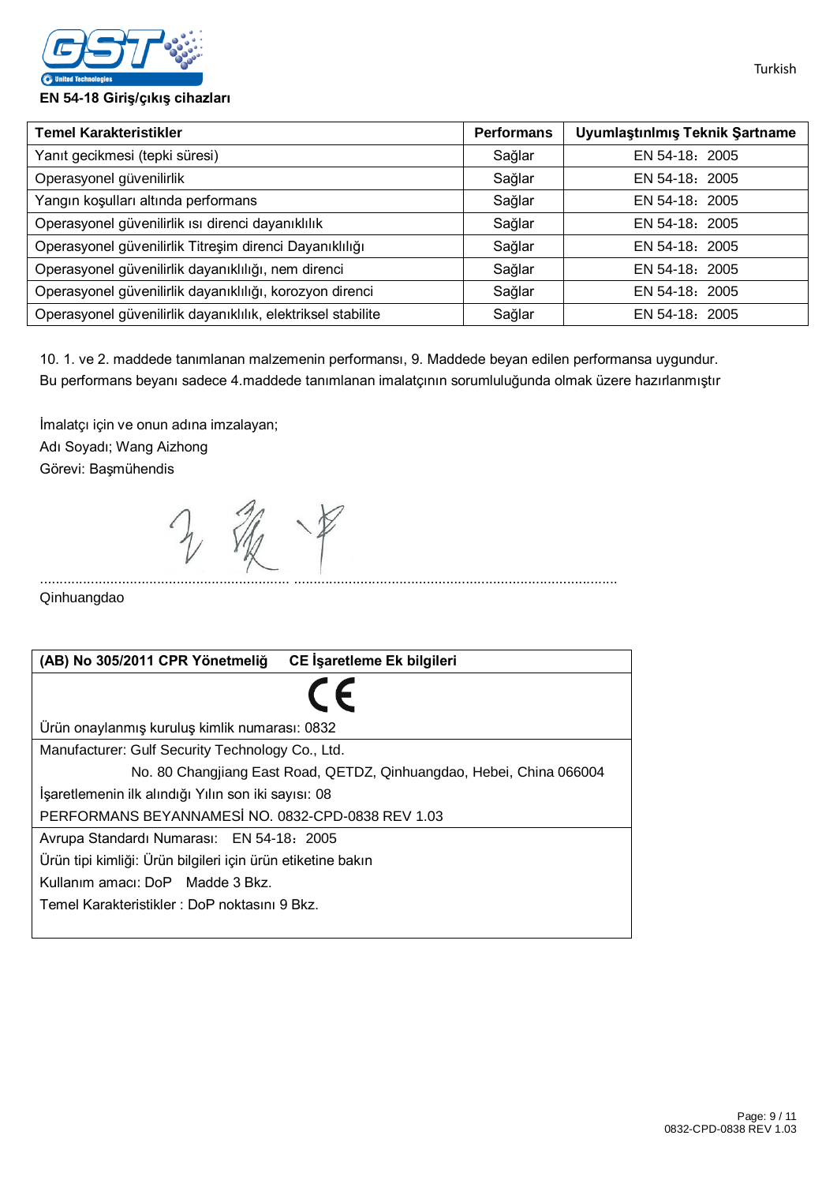Turkish

**EN 54-18 Giriş/çıkış cihazları**

| Temel Karakteristikler | Performans | Uyumlaştırılmış Teknik Şartname |
|---|---|---|
| Yanıt gecikmesi (tepki süresi) | Sağlar | EN 54-18：2005 |
| Operasyonel güvenilirlik | Sağlar | EN 54-18：2005 |
| Yangın koşulları altında performans | Sağlar | EN 54-18：2005 |
| Operasyonel güvenilirlik ısı direnci dayanıklılık | Sağlar | EN 54-18：2005 |
| Operasyonel güvenilirlik Titreşim direnci Dayanıklılığı | Sağlar | EN 54-18：2005 |
| Operasyonel güvenilirlik dayanıklılığı, nem direnci | Sağlar | EN 54-18：2005 |
| Operasyonel güvenilirlik dayanıklılığı, korozyon direnci | Sağlar | EN 54-18：2005 |
| Operasyonel güvenilirlik dayanıklılık, elektriksel stabilite | Sağlar | EN 54-18：2005 |

10. 1. ve 2. maddede tanımlanan malzemenin performansı, 9. Maddede beyan edilen performansa uygundur.
Bu performans beyanı sadece 4.maddede tanımlanan imalatçının sorumluluğunda olmak üzere hazırlanmıştır

İmalatçı için ve onun adına imzalayan;
Adı Soyadı; Wang Aizhong
Görevi: Başmühendis

.................................................................. ..................................................................

Qinhuangdao

| **(AB) No 305/2011 CPR Yönetmeliğ　　CE İşaretleme Ek bilgileri** |
|---|
| CE<br>Ürün onaylanmış kuruluş kimlik numarası: 0832 |
| Manufacturer: Gulf Security Technology Co., Ltd.<br>No. 80 Changjiang East Road, QETDZ, Qinhuangdao, Hebei, China 066004<br>İşaretlemenin ilk alındığı Yılın son iki sayısı: 08<br>PERFORMANS BEYANNAMESİ NO. 0832-CPD-0838 REV 1.03 |
| Avrupa Standardı Numarası:　EN 54-18：2005<br>Ürün tipi kimliği: Ürün bilgileri için ürün etiketine bakın<br>Kullanım amacı: DoP　Madde 3 Bkz.<br>Temel Karakteristikler : DoP noktasını 9 Bkz. |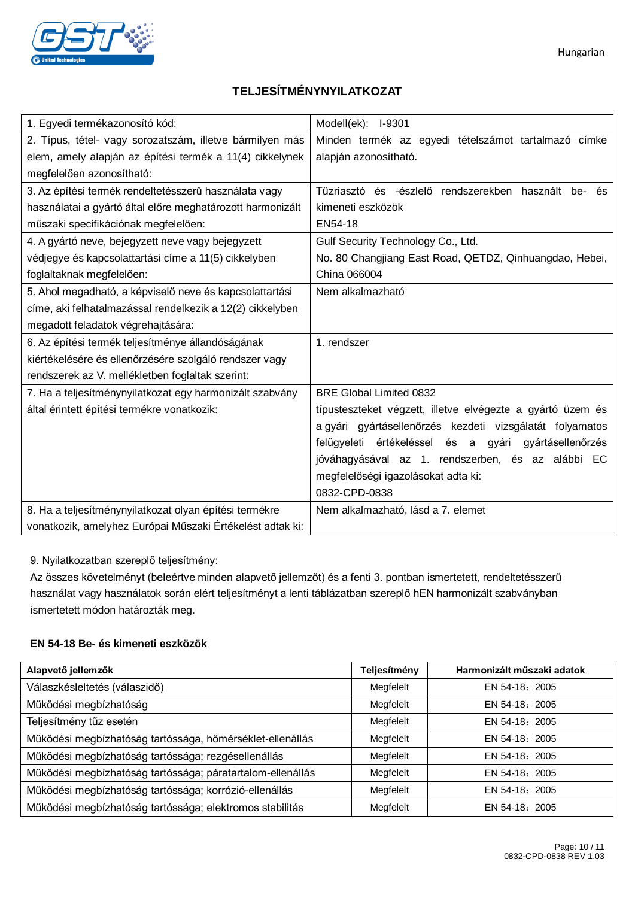Hungarian

## TELJESÍTMÉNYNYILATKOZAT

| | |
|---|---|
| 1. Egyedi termékazonosító kód: | Modell(ek): I-9301 |
| 2. Típus, tétel- vagy sorozatszám, illetve bármilyen más elem, amely alapján az építési termék a 11(4) cikkelynek megfelelően azonosítható: | Minden termék az egyedi tételszámot tartalmazó címke alapján azonosítható. |
| 3. Az építési termék rendeltetésszerű használata vagy használatai a gyártó által előre meghatározott harmonizált műszaki specifikációnak megfelelően: | Tűzriasztó és -észlelő rendszerekben használt be- és kimeneti eszközök<br>EN54-18 |
| 4. A gyártó neve, bejegyzett neve vagy bejegyzett védjegye és kapcsolattartási címe a 11(5) cikkelyben foglaltaknak megfelelően: | Gulf Security Technology Co., Ltd.<br>No. 80 Changjiang East Road, QETDZ, Qinhuangdao, Hebei, China 066004 |
| 5. Ahol megadható, a képviselő neve és kapcsolattartási címe, aki felhatalmazással rendelkezik a 12(2) cikkelyben megadott feladatok végrehajtására: | Nem alkalmazható |
| 6. Az építési termék teljesítménye állandóságának kiértékelésére és ellenőrzésére szolgáló rendszer vagy rendszerek az V. mellékletben foglaltak szerint: | 1. rendszer |
| 7. Ha a teljesítménynyilatkozat egy harmonizált szabvány által érintett építési termékre vonatkozik: | BRE Global Limited 0832<br>típusteszteket végzett, illetve elvégezte a gyártó üzem és a gyári gyártásellenőrzés kezdeti vizsgálatát folyamatos felügyeleti értékeléssel és a gyári gyártásellenőrzés jóváhagyásával az 1. rendszerben, és az alábbi EC megfelelőségi igazolásokat adta ki:<br>0832-CPD-0838 |
| 8. Ha a teljesítménynyilatkozat olyan építési termékre vonatkozik, amelyhez Európai Műszaki Értékelést adtak ki: | Nem alkalmazható, lásd a 7. elemet |

9. Nyilatkozatban szereplő teljesítmény:
Az összes követelményt (beleértve minden alapvető jellemzőt) és a fenti 3. pontban ismertetett, rendeltetésszerű használat vagy használatok során elért teljesítményt a lenti táblázatban szereplő hEN harmonizált szabványban ismertetett módon határozták meg.

**EN 54-18 Be- és kimeneti eszközök**

| Alapvető jellemzők | Teljesítmény | Harmonizált műszaki adatok |
|---|---|---|
| Válaszkésleltetés (válaszidő) | Megfelelt | EN 54-18：2005 |
| Működési megbízhatóság | Megfelelt | EN 54-18：2005 |
| Teljesítmény tűz esetén | Megfelelt | EN 54-18：2005 |
| Működési megbízhatóság tartóssága, hőmérséklet-ellenállás | Megfelelt | EN 54-18：2005 |
| Működési megbízhatóság tartóssága; rezgésellenállás | Megfelelt | EN 54-18：2005 |
| Működési megbízhatóság tartóssága; páratartalom-ellenállás | Megfelelt | EN 54-18：2005 |
| Működési megbízhatóság tartóssága; korrózió-ellenállás | Megfelelt | EN 54-18：2005 |
| Működési megbízhatóság tartóssága; elektromos stabilitás | Megfelelt | EN 54-18：2005 |

0832-CPD-0838 REV 1.03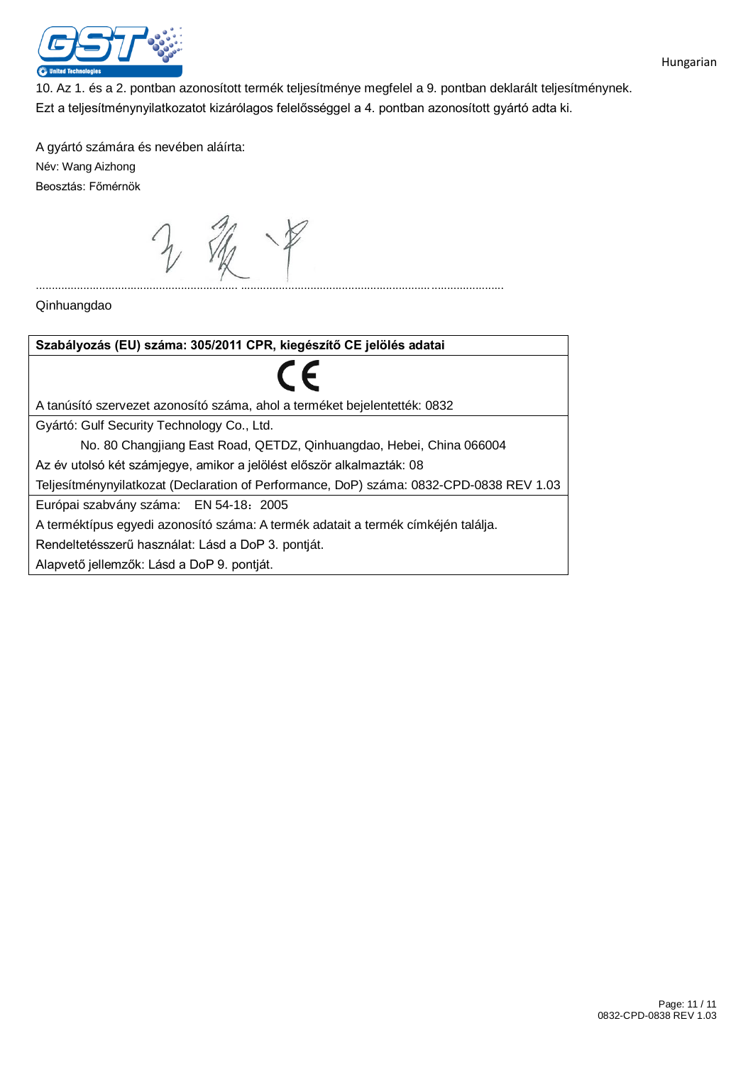10. Az 1. és a 2. pontban azonosított termék teljesítménye megfelel a 9. pontban deklarált teljesítménynek.
Ezt a teljesítménynyilatkozatot kizárólagos felelősséggel a 4. pontban azonosított gyártó adta ki.

A gyártó számára és nevében aláírta:
Név: Wang Aizhong
Beosztás: Főmérnök

................................................................ ................................................................................

Qinhuangdao

| **Szabályozás (EU) száma: 305/2011 CPR, kiegészítő CE jelölés adatai** |
|---|
| CE<br>A tanúsító szervezet azonosító száma, ahol a terméket bejelentették: 0832 |
| Gyártó: Gulf Security Technology Co., Ltd.<br>No. 80 Changjiang East Road, QETDZ, Qinhuangdao, Hebei, China 066004<br>Az év utolsó két számjegye, amikor a jelölést először alkalmazták: 08<br>Teljesítménynyilatkozat (Declaration of Performance, DoP) száma: 0832-CPD-0838 REV 1.03 |
| Európai szabvány száma: EN 54-18：2005<br>A terméktípus egyedi azonosító száma: A termék adatait a termék címkéjén találja.<br>Rendeltetésszerű használat: Lásd a DoP 3. pontját.<br>Alapvető jellemzők: Lásd a DoP 9. pontját. |